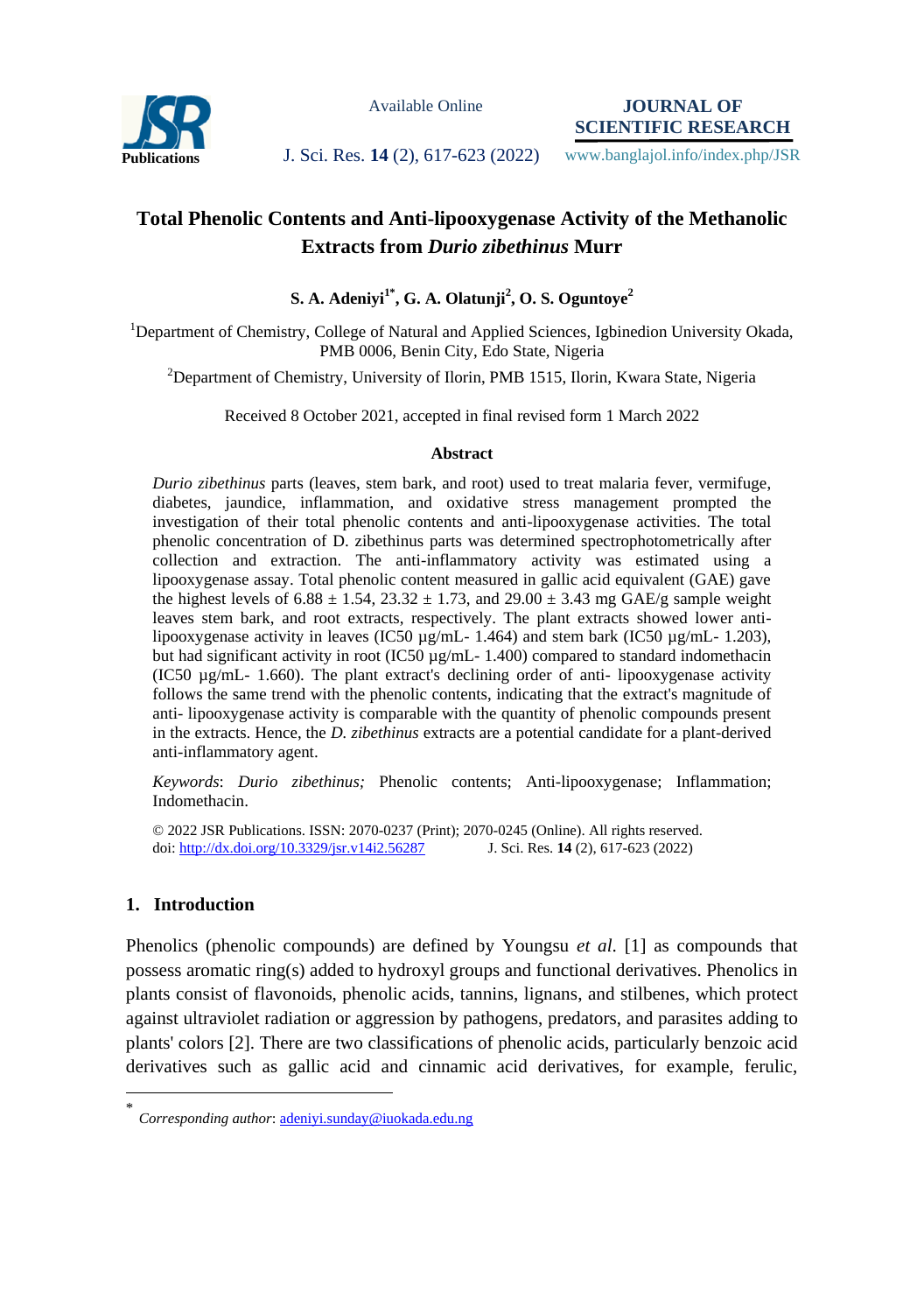# Total Phenolic Contents and Anti-lipooxygenase Activity of the Methanolic Extracts from *Durio zibethinus* Murr

**S. A. Adeniyi[1*], G. A. Olatunji[2], O. S. Oguntoye[2]**

[1]Department of Chemistry, College of Natural and Applied Sciences, Igbinedion University Okada, PMB 0006, Benin City, Edo State, Nigeria

[2]Department of Chemistry, University of Ilorin, PMB 1515, Ilorin, Kwara State, Nigeria

Received 8 October 2021, accepted in final revised form 1 March 2022

### Abstract

*Durio zibethinus* parts (leaves, stem bark, and root) used to treat malaria fever, vermifuge, diabetes, jaundice, inflammation, and oxidative stress management prompted the investigation of their total phenolic contents and anti-lipooxygenase activities. The total phenolic concentration of D. zibethinus parts was determined spectrophotometrically after collection and extraction. The anti-inflammatory activity was estimated using a lipooxygenase assay. Total phenolic content measured in gallic acid equivalent (GAE) gave the highest levels of 6.88 ± 1.54, 23.32 ± 1.73, and 29.00 ± 3.43 mg GAE/g sample weight leaves stem bark, and root extracts, respectively. The plant extracts showed lower anti-lipooxygenase activity in leaves (IC50 µg/mL- 1.464) and stem bark (IC50 µg/mL- 1.203), but had significant activity in root (IC50 µg/mL- 1.400) compared to standard indomethacin (IC50 µg/mL- 1.660). The plant extract's declining order of anti- lipooxygenase activity follows the same trend with the phenolic contents, indicating that the extract's magnitude of anti- lipooxygenase activity is comparable with the quantity of phenolic compounds present in the extracts. Hence, the *D. zibethinus* extracts are a potential candidate for a plant-derived anti-inflammatory agent.

*Keywords*: *Durio zibethinus;* Phenolic contents; Anti-lipooxygenase; Inflammation; Indomethacin.

© 2022 JSR Publications. ISSN: 2070-0237 (Print); 2070-0245 (Online). All rights reserved.
doi: http://dx.doi.org/10.3329/jsr.v14i2.56287 J. Sci. Res. **14** (2), 617-623 (2022)

## 1. Introduction

Phenolics (phenolic compounds) are defined by Youngsu *et al*. [1] as compounds that possess aromatic ring(s) added to hydroxyl groups and functional derivatives. Phenolics in plants consist of flavonoids, phenolic acids, tannins, lignans, and stilbenes, which protect against ultraviolet radiation or aggression by pathogens, predators, and parasites adding to plants' colors [2]. There are two classifications of phenolic acids, particularly benzoic acid derivatives such as gallic acid and cinnamic acid derivatives, for example, ferulic,

---

\* *Corresponding author*: adeniyi.sunday@iuokada.edu.ng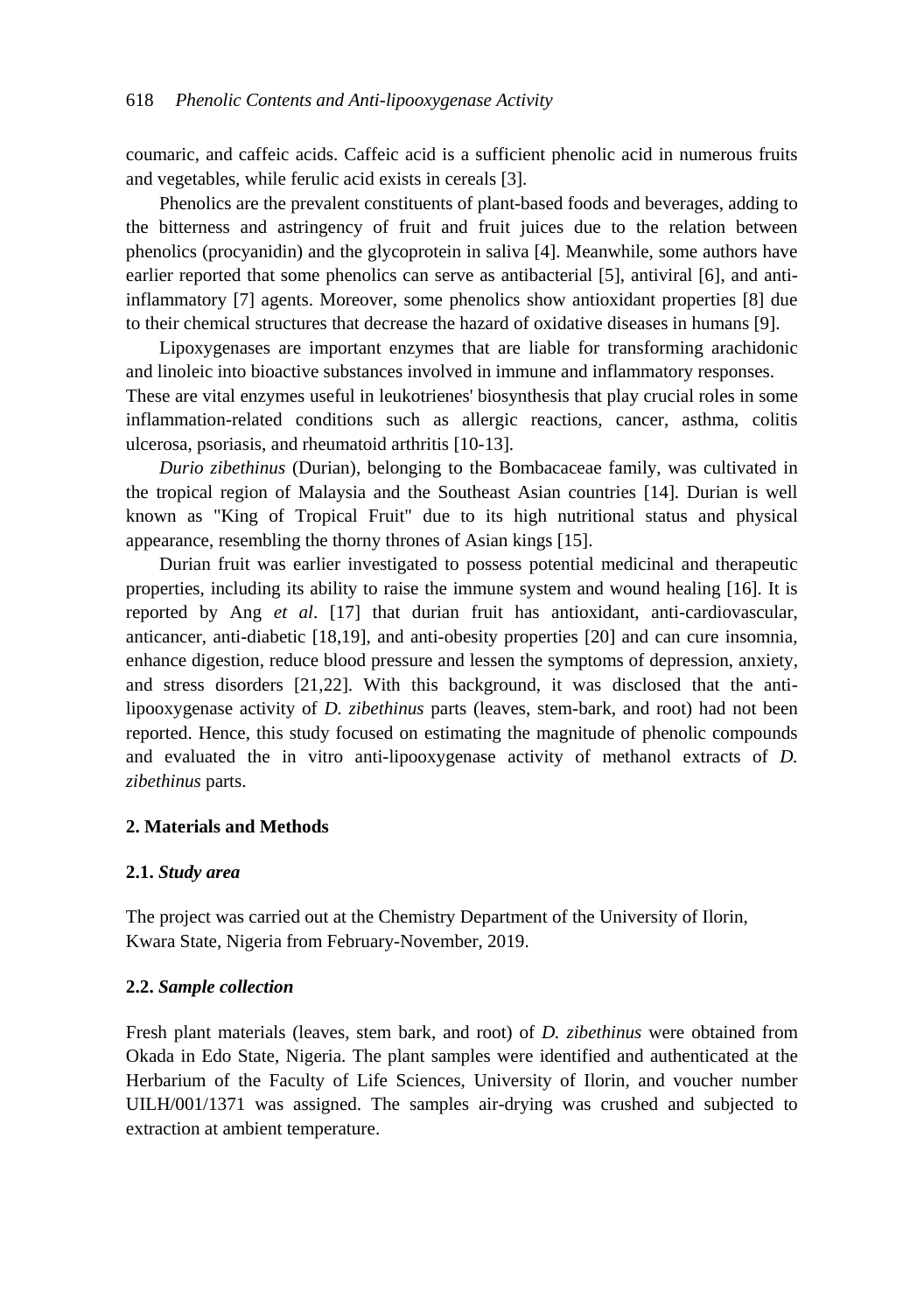coumaric, and caffeic acids. Caffeic acid is a sufficient phenolic acid in numerous fruits and vegetables, while ferulic acid exists in cereals [3].

Phenolics are the prevalent constituents of plant-based foods and beverages, adding to the bitterness and astringency of fruit and fruit juices due to the relation between phenolics (procyanidin) and the glycoprotein in saliva [4]. Meanwhile, some authors have earlier reported that some phenolics can serve as antibacterial [5], antiviral [6], and anti-inflammatory [7] agents. Moreover, some phenolics show antioxidant properties [8] due to their chemical structures that decrease the hazard of oxidative diseases in humans [9].

Lipoxygenases are important enzymes that are liable for transforming arachidonic and linoleic into bioactive substances involved in immune and inflammatory responses. These are vital enzymes useful in leukotrienes' biosynthesis that play crucial roles in some inflammation-related conditions such as allergic reactions, cancer, asthma, colitis ulcerosa, psoriasis, and rheumatoid arthritis [10-13].

*Durio zibethinus* (Durian), belonging to the Bombacaceae family, was cultivated in the tropical region of Malaysia and the Southeast Asian countries [14]. Durian is well known as "King of Tropical Fruit" due to its high nutritional status and physical appearance, resembling the thorny thrones of Asian kings [15].

Durian fruit was earlier investigated to possess potential medicinal and therapeutic properties, including its ability to raise the immune system and wound healing [16]. It is reported by Ang *et al*. [17] that durian fruit has antioxidant, anti-cardiovascular, anticancer, anti-diabetic [18,19], and anti-obesity properties [20] and can cure insomnia, enhance digestion, reduce blood pressure and lessen the symptoms of depression, anxiety, and stress disorders [21,22]. With this background, it was disclosed that the anti-lipooxygenase activity of *D. zibethinus* parts (leaves, stem-bark, and root) had not been reported. Hence, this study focused on estimating the magnitude of phenolic compounds and evaluated the in vitro anti-lipooxygenase activity of methanol extracts of *D. zibethinus* parts.

## 2. Materials and Methods

### 2.1. *Study area*

The project was carried out at the Chemistry Department of the University of Ilorin, Kwara State, Nigeria from February-November, 2019.

### 2.2. *Sample collection*

Fresh plant materials (leaves, stem bark, and root) of *D. zibethinus* were obtained from Okada in Edo State, Nigeria. The plant samples were identified and authenticated at the Herbarium of the Faculty of Life Sciences, University of Ilorin, and voucher number UILH/001/1371 was assigned. The samples air-drying was crushed and subjected to extraction at ambient temperature.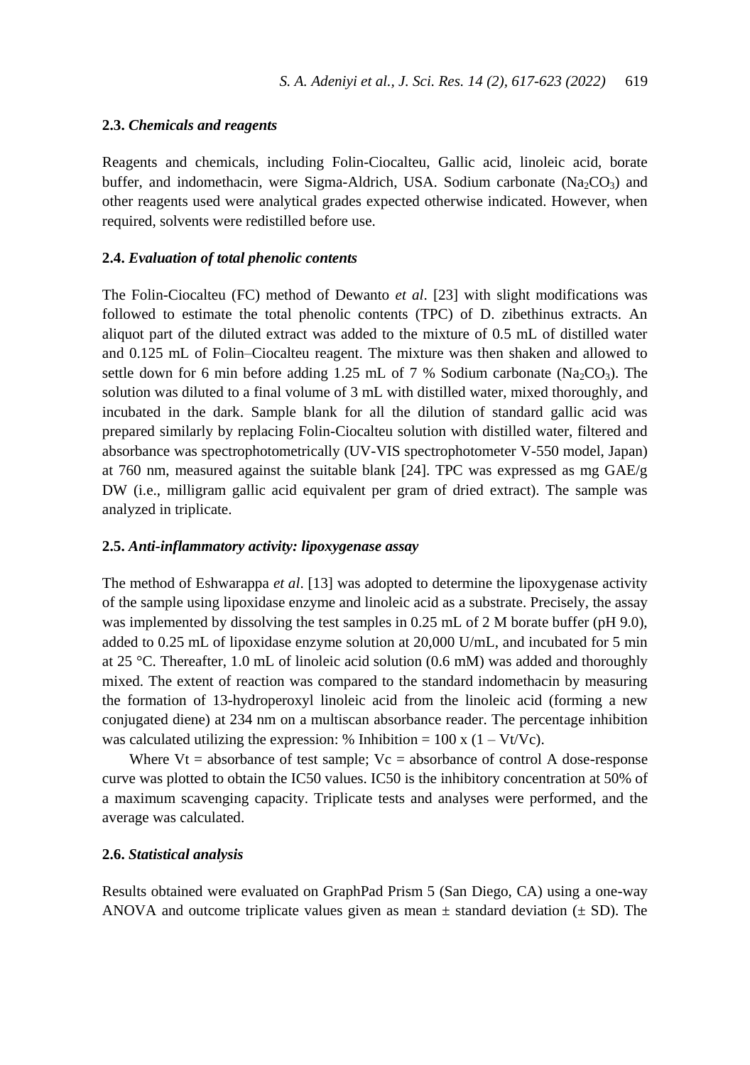### 2.3. *Chemicals and reagents*

Reagents and chemicals, including Folin-Ciocalteu, Gallic acid, linoleic acid, borate buffer, and indomethacin, were Sigma-Aldrich, USA. Sodium carbonate ($Na_2CO_3$) and other reagents used were analytical grades expected otherwise indicated. However, when required, solvents were redistilled before use.

### 2.4. *Evaluation of total phenolic contents*

The Folin-Ciocalteu (FC) method of Dewanto *et al*. [23] with slight modifications was followed to estimate the total phenolic contents (TPC) of D. zibethinus extracts. An aliquot part of the diluted extract was added to the mixture of 0.5 mL of distilled water and 0.125 mL of Folin–Ciocalteu reagent. The mixture was then shaken and allowed to settle down for 6 min before adding 1.25 mL of 7 % Sodium carbonate ($Na_2CO_3$). The solution was diluted to a final volume of 3 mL with distilled water, mixed thoroughly, and incubated in the dark. Sample blank for all the dilution of standard gallic acid was prepared similarly by replacing Folin-Ciocalteu solution with distilled water, filtered and absorbance was spectrophotometrically (UV-VIS spectrophotometer V-550 model, Japan) at 760 nm, measured against the suitable blank [24]. TPC was expressed as mg GAE/g DW (i.e., milligram gallic acid equivalent per gram of dried extract). The sample was analyzed in triplicate.

### 2.5. *Anti-inflammatory activity: lipoxygenase assay*

The method of Eshwarappa *et al*. [13] was adopted to determine the lipoxygenase activity of the sample using lipoxidase enzyme and linoleic acid as a substrate. Precisely, the assay was implemented by dissolving the test samples in 0.25 mL of 2 M borate buffer (pH 9.0), added to 0.25 mL of lipoxidase enzyme solution at 20,000 U/mL, and incubated for 5 min at 25 °C. Thereafter, 1.0 mL of linoleic acid solution (0.6 mM) was added and thoroughly mixed. The extent of reaction was compared to the standard indomethacin by measuring the formation of 13-hydroperoxyl linoleic acid from the linoleic acid (forming a new conjugated diene) at 234 nm on a multiscan absorbance reader. The percentage inhibition was calculated utilizing the expression: % Inhibition = $100 \times (1 - Vt/Vc)$.

Where Vt = absorbance of test sample; Vc = absorbance of control A dose-response curve was plotted to obtain the IC50 values. IC50 is the inhibitory concentration at 50% of a maximum scavenging capacity. Triplicate tests and analyses were performed, and the average was calculated.

### 2.6. *Statistical analysis*

Results obtained were evaluated on GraphPad Prism 5 (San Diego, CA) using a one-way ANOVA and outcome triplicate values given as mean ± standard deviation (± SD). The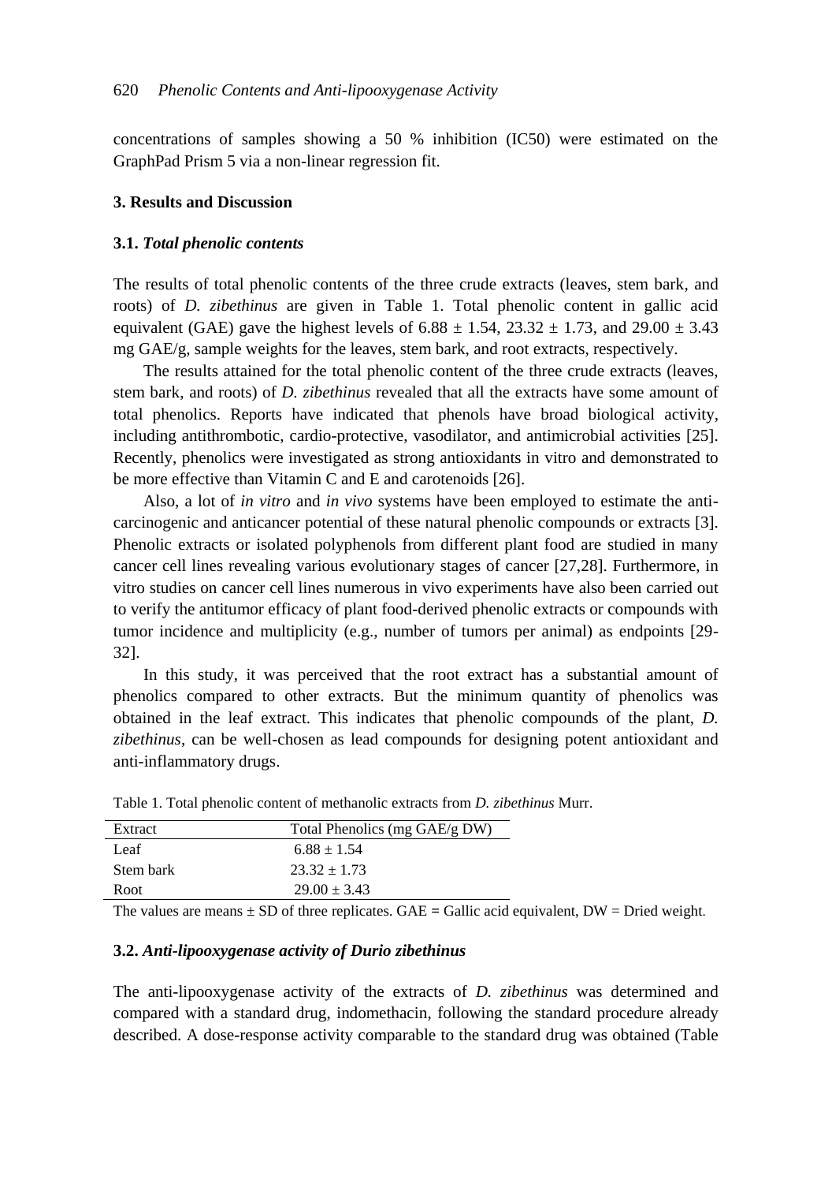concentrations of samples showing a 50 % inhibition (IC50) were estimated on the GraphPad Prism 5 via a non-linear regression fit.

## 3. Results and Discussion

### 3.1. *Total phenolic contents*

The results of total phenolic contents of the three crude extracts (leaves, stem bark, and roots) of *D. zibethinus* are given in Table 1. Total phenolic content in gallic acid equivalent (GAE) gave the highest levels of $6.88 \pm 1.54$, $23.32 \pm 1.73$, and $29.00 \pm 3.43$ mg GAE/g, sample weights for the leaves, stem bark, and root extracts, respectively.

The results attained for the total phenolic content of the three crude extracts (leaves, stem bark, and roots) of *D. zibethinus* revealed that all the extracts have some amount of total phenolics. Reports have indicated that phenols have broad biological activity, including antithrombotic, cardio-protective, vasodilator, and antimicrobial activities [25]. Recently, phenolics were investigated as strong antioxidants in vitro and demonstrated to be more effective than Vitamin C and E and carotenoids [26].

Also, a lot of *in vitro* and *in vivo* systems have been employed to estimate the anti-carcinogenic and anticancer potential of these natural phenolic compounds or extracts [3]. Phenolic extracts or isolated polyphenols from different plant food are studied in many cancer cell lines revealing various evolutionary stages of cancer [27,28]. Furthermore, in vitro studies on cancer cell lines numerous in vivo experiments have also been carried out to verify the antitumor efficacy of plant food-derived phenolic extracts or compounds with tumor incidence and multiplicity (e.g., number of tumors per animal) as endpoints [29-32].

In this study, it was perceived that the root extract has a substantial amount of phenolics compared to other extracts. But the minimum quantity of phenolics was obtained in the leaf extract. This indicates that phenolic compounds of the plant, *D. zibethinus*, can be well-chosen as lead compounds for designing potent antioxidant and anti-inflammatory drugs.

Table 1. Total phenolic content of methanolic extracts from *D. zibethinus* Murr.

| Extract | Total Phenolics (mg GAE/g DW) |
|---|---|
| Leaf | $6.88 \pm 1.54$ |
| Stem bark | $23.32 \pm 1.73$ |
| Root | $29.00 \pm 3.43$ |

The values are means ± SD of three replicates. GAE = Gallic acid equivalent, DW = Dried weight.

### 3.2. *Anti-lipooxygenase activity of Durio zibethinus*

The anti-lipooxygenase activity of the extracts of *D. zibethinus* was determined and compared with a standard drug, indomethacin, following the standard procedure already described. A dose-response activity comparable to the standard drug was obtained (Table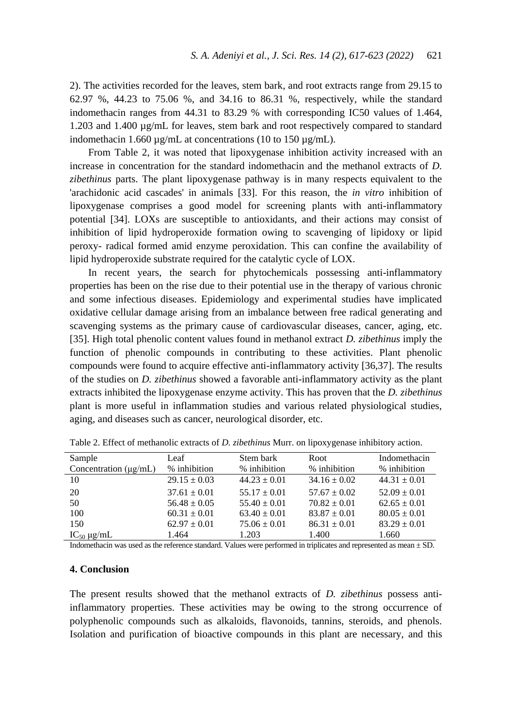2). The activities recorded for the leaves, stem bark, and root extracts range from 29.15 to 62.97 %, 44.23 to 75.06 %, and 34.16 to 86.31 %, respectively, while the standard indomethacin ranges from 44.31 to 83.29 % with corresponding IC50 values of 1.464, 1.203 and 1.400 µg/mL for leaves, stem bark and root respectively compared to standard indomethacin 1.660 µg/mL at concentrations (10 to 150 µg/mL).

From Table 2, it was noted that lipoxygenase inhibition activity increased with an increase in concentration for the standard indomethacin and the methanol extracts of *D. zibethinus* parts. The plant lipoxygenase pathway is in many respects equivalent to the 'arachidonic acid cascades' in animals [33]. For this reason, the *in vitro* inhibition of lipoxygenase comprises a good model for screening plants with anti-inflammatory potential [34]. LOXs are susceptible to antioxidants, and their actions may consist of inhibition of lipid hydroperoxide formation owing to scavenging of lipidoxy or lipid peroxy- radical formed amid enzyme peroxidation. This can confine the availability of lipid hydroperoxide substrate required for the catalytic cycle of LOX.

In recent years, the search for phytochemicals possessing anti-inflammatory properties has been on the rise due to their potential use in the therapy of various chronic and some infectious diseases. Epidemiology and experimental studies have implicated oxidative cellular damage arising from an imbalance between free radical generating and scavenging systems as the primary cause of cardiovascular diseases, cancer, aging, etc. [35]. High total phenolic content values found in methanol extract *D. zibethinus* imply the function of phenolic compounds in contributing to these activities. Plant phenolic compounds were found to acquire effective anti-inflammatory activity [36,37]. The results of the studies on *D. zibethinus* showed a favorable anti-inflammatory activity as the plant extracts inhibited the lipoxygenase enzyme activity. This has proven that the *D. zibethinus* plant is more useful in inflammation studies and various related physiological studies, aging, and diseases such as cancer, neurological disorder, etc.

Table 2. Effect of methanolic extracts of *D. zibethinus* Murr. on lipoxygenase inhibitory action.

| Sample<br>Concentration (µg/mL) | Leaf<br>% inhibition | Stem bark<br>% inhibition | Root<br>% inhibition | Indomethacin<br>% inhibition |
|---|---|---|---|---|
| 10 | 29.15 ± 0.03 | 44.23 ± 0.01 | 34.16 ± 0.02 | 44.31 ± 0.01 |
| 20 | 37.61 ± 0.01 | 55.17 ± 0.01 | 57.67 ± 0.02 | 52.09 ± 0.01 |
| 50 | 56.48 ± 0.05 | 55.40 ± 0.01 | 70.82 ± 0.01 | 62.65 ± 0.01 |
| 100 | 60.31 ± 0.01 | 63.40 ± 0.01 | 83.87 ± 0.01 | 80.05 ± 0.01 |
| 150 | 62.97 ± 0.01 | 75.06 ± 0.01 | 86.31 ± 0.01 | 83.29 ± 0.01 |
| $IC_{50}$ µg/mL | 1.464 | 1.203 | 1.400 | 1.660 |

Indomethacin was used as the reference standard. Values were performed in triplicates and represented as mean ± SD.

## 4. Conclusion

The present results showed that the methanol extracts of *D. zibethinus* possess anti-inflammatory properties. These activities may be owing to the strong occurrence of polyphenolic compounds such as alkaloids, flavonoids, tannins, steroids, and phenols. Isolation and purification of bioactive compounds in this plant are necessary, and this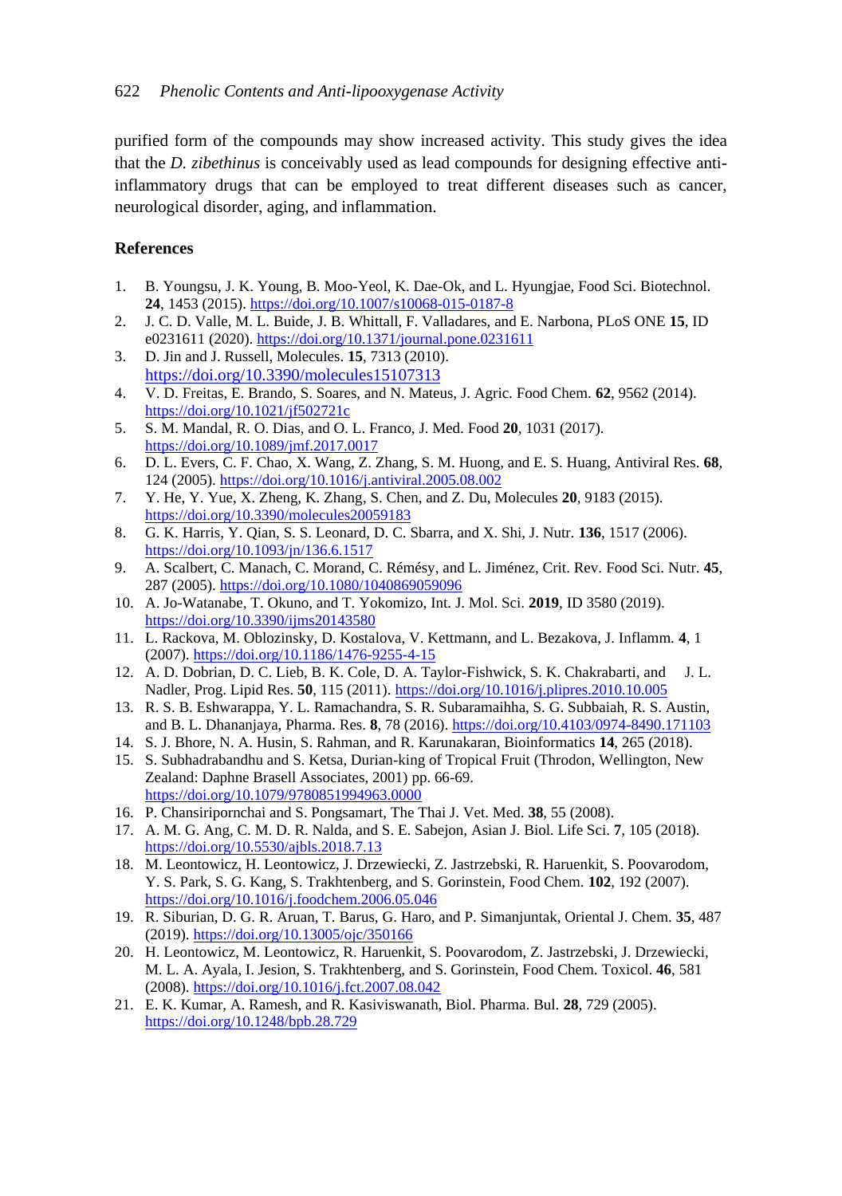purified form of the compounds may show increased activity. This study gives the idea that the *D. zibethinus* is conceivably used as lead compounds for designing effective anti-inflammatory drugs that can be employed to treat different diseases such as cancer, neurological disorder, aging, and inflammation.

## References

1. B. Youngsu, J. K. Young, B. Moo-Yeol, K. Dae-Ok, and L. Hyungjae, Food Sci. Biotechnol. **24**, 1453 (2015). https://doi.org/10.1007/s10068-015-0187-8
2. J. C. D. Valle, M. L. Buide, J. B. Whittall, F. Valladares, and E. Narbona, PLoS ONE **15**, ID e0231611 (2020). https://doi.org/10.1371/journal.pone.0231611
3. D. Jin and J. Russell, Molecules. **15**, 7313 (2010). https://doi.org/10.3390/molecules15107313
4. V. D. Freitas, E. Brando, S. Soares, and N. Mateus, J. Agric. Food Chem. **62**, 9562 (2014). https://doi.org/10.1021/jf502721c
5. S. M. Mandal, R. O. Dias, and O. L. Franco, J. Med. Food **20**, 1031 (2017). https://doi.org/10.1089/jmf.2017.0017
6. D. L. Evers, C. F. Chao, X. Wang, Z. Zhang, S. M. Huong, and E. S. Huang, Antiviral Res. **68**, 124 (2005). https://doi.org/10.1016/j.antiviral.2005.08.002
7. Y. He, Y. Yue, X. Zheng, K. Zhang, S. Chen, and Z. Du, Molecules **20**, 9183 (2015). https://doi.org/10.3390/molecules20059183
8. G. K. Harris, Y. Qian, S. S. Leonard, D. C. Sbarra, and X. Shi, J. Nutr. **136**, 1517 (2006). https://doi.org/10.1093/jn/136.6.1517
9. A. Scalbert, C. Manach, C. Morand, C. Rémésy, and L. Jiménez, Crit. Rev. Food Sci. Nutr. **45**, 287 (2005). https://doi.org/10.1080/1040869059096
10. A. Jo-Watanabe, T. Okuno, and T. Yokomizo, Int. J. Mol. Sci. **2019**, ID 3580 (2019). https://doi.org/10.3390/ijms20143580
11. L. Rackova, M. Oblozinsky, D. Kostalova, V. Kettmann, and L. Bezakova, J. Inflamm. **4**, 1 (2007). https://doi.org/10.1186/1476-9255-4-15
12. A. D. Dobrian, D. C. Lieb, B. K. Cole, D. A. Taylor-Fishwick, S. K. Chakrabarti, and J. L. Nadler, Prog. Lipid Res. **50**, 115 (2011). https://doi.org/10.1016/j.plipres.2010.10.005
13. R. S. B. Eshwarappa, Y. L. Ramachandra, S. R. Subaramaihha, S. G. Subbaiah, R. S. Austin, and B. L. Dhananjaya, Pharma. Res. **8**, 78 (2016). https://doi.org/10.4103/0974-8490.171103
14. S. J. Bhore, N. A. Husin, S. Rahman, and R. Karunakaran, Bioinformatics **14**, 265 (2018).
15. S. Subhadrabandhu and S. Ketsa, Durian-king of Tropical Fruit (Throdon, Wellington, New Zealand: Daphne Brasell Associates, 2001) pp. 66-69. https://doi.org/10.1079/9780851994963.0000
16. P. Chansiripornchai and S. Pongsamart, The Thai J. Vet. Med. **38**, 55 (2008).
17. A. M. G. Ang, C. M. D. R. Nalda, and S. E. Sabejon, Asian J. Biol. Life Sci. **7**, 105 (2018). https://doi.org/10.5530/ajbls.2018.7.13
18. M. Leontowicz, H. Leontowicz, J. Drzewiecki, Z. Jastrzebski, R. Haruenkit, S. Poovarodom, Y. S. Park, S. G. Kang, S. Trakhtenberg, and S. Gorinstein, Food Chem. **102**, 192 (2007). https://doi.org/10.1016/j.foodchem.2006.05.046
19. R. Siburian, D. G. R. Aruan, T. Barus, G. Haro, and P. Simanjuntak, Oriental J. Chem. **35**, 487 (2019). https://doi.org/10.13005/ojc/350166
20. H. Leontowicz, M. Leontowicz, R. Haruenkit, S. Poovarodom, Z. Jastrzebski, J. Drzewiecki, M. L. A. Ayala, I. Jesion, S. Trakhtenberg, and S. Gorinstein, Food Chem. Toxicol. **46**, 581 (2008). https://doi.org/10.1016/j.fct.2007.08.042
21. E. K. Kumar, A. Ramesh, and R. Kasiviswanath, Biol. Pharma. Bul. **28**, 729 (2005). https://doi.org/10.1248/bpb.28.729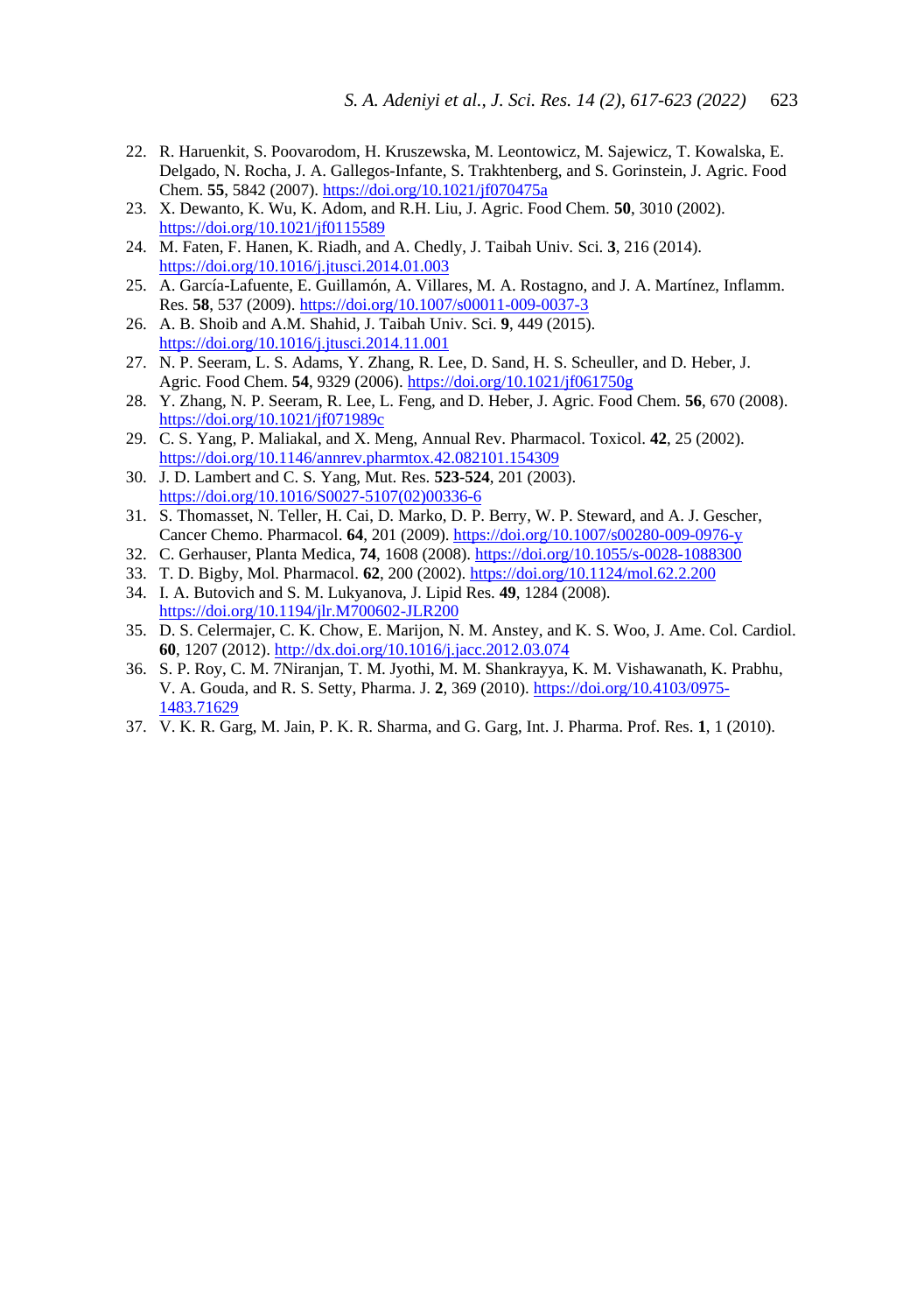22. R. Haruenkit, S. Poovarodom, H. Kruszewska, M. Leontowicz, M. Sajewicz, T. Kowalska, E. Delgado, N. Rocha, J. A. Gallegos-Infante, S. Trakhtenberg, and S. Gorinstein, J. Agric. Food Chem. **55**, 5842 (2007). https://doi.org/10.1021/jf070475a
23. X. Dewanto, K. Wu, K. Adom, and R.H. Liu, J. Agric. Food Chem. **50**, 3010 (2002). https://doi.org/10.1021/jf0115589
24. M. Faten, F. Hanen, K. Riadh, and A. Chedly, J. Taibah Univ. Sci. **3**, 216 (2014). https://doi.org/10.1016/j.jtusci.2014.01.003
25. A. García-Lafuente, E. Guillamón, A. Villares, M. A. Rostagno, and J. A. Martínez, Inflamm. Res. **58**, 537 (2009). https://doi.org/10.1007/s00011-009-0037-3
26. A. B. Shoib and A.M. Shahid, J. Taibah Univ. Sci. **9**, 449 (2015). https://doi.org/10.1016/j.jtusci.2014.11.001
27. N. P. Seeram, L. S. Adams, Y. Zhang, R. Lee, D. Sand, H. S. Scheuller, and D. Heber, J. Agric. Food Chem. **54**, 9329 (2006). https://doi.org/10.1021/jf061750g
28. Y. Zhang, N. P. Seeram, R. Lee, L. Feng, and D. Heber, J. Agric. Food Chem. **56**, 670 (2008). https://doi.org/10.1021/jf071989c
29. C. S. Yang, P. Maliakal, and X. Meng, Annual Rev. Pharmacol. Toxicol. **42**, 25 (2002). https://doi.org/10.1146/annrev.pharmtox.42.082101.154309
30. J. D. Lambert and C. S. Yang, Mut. Res. **523**-**524**, 201 (2003). https://doi.org/10.1016/S0027-5107(02)00336-6
31. S. Thomasset, N. Teller, H. Cai, D. Marko, D. P. Berry, W. P. Steward, and A. J. Gescher, Cancer Chemo. Pharmacol. **64**, 201 (2009). https://doi.org/10.1007/s00280-009-0976-y
32. C. Gerhauser, Planta Medica, **74**, 1608 (2008). https://doi.org/10.1055/s-0028-1088300
33. T. D. Bigby, Mol. Pharmacol. **62**, 200 (2002). https://doi.org/10.1124/mol.62.2.200
34. I. A. Butovich and S. M. Lukyanova, J. Lipid Res. **49**, 1284 (2008). https://doi.org/10.1194/jlr.M700602-JLR200
35. D. S. Celermajer, C. K. Chow, E. Marijon, N. M. Anstey, and K. S. Woo, J. Ame. Col. Cardiol. **60**, 1207 (2012). http://dx.doi.org/10.1016/j.jacc.2012.03.074
36. S. P. Roy, C. M. 7Niranjan, T. M. Jyothi, M. M. Shankrayya, K. M. Vishawanath, K. Prabhu, V. A. Gouda, and R. S. Setty, Pharma. J. **2**, 369 (2010). https://doi.org/10.4103/0975-1483.71629
37. V. K. R. Garg, M. Jain, P. K. R. Sharma, and G. Garg, Int. J. Pharma. Prof. Res. **1**, 1 (2010).